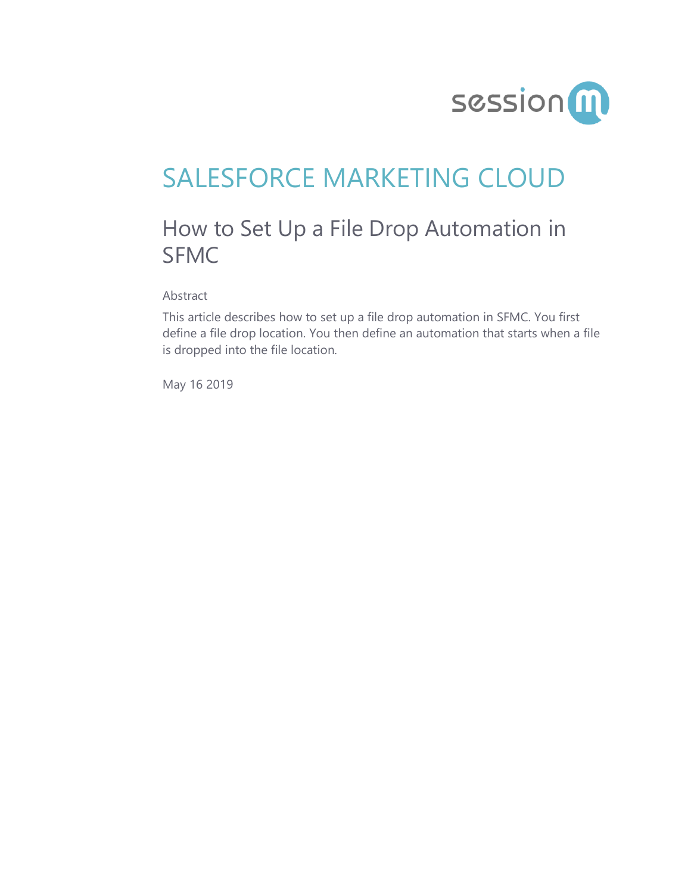sessionm

# SALESFORCE MARKETING CLOUD

## How to Set Up a File Drop Automation in SFMC

Abstract

This article describes how to set up a file drop automation in SFMC. You first define a file drop location. You then define an automation that starts when a file is dropped into the file location.

May 16 2019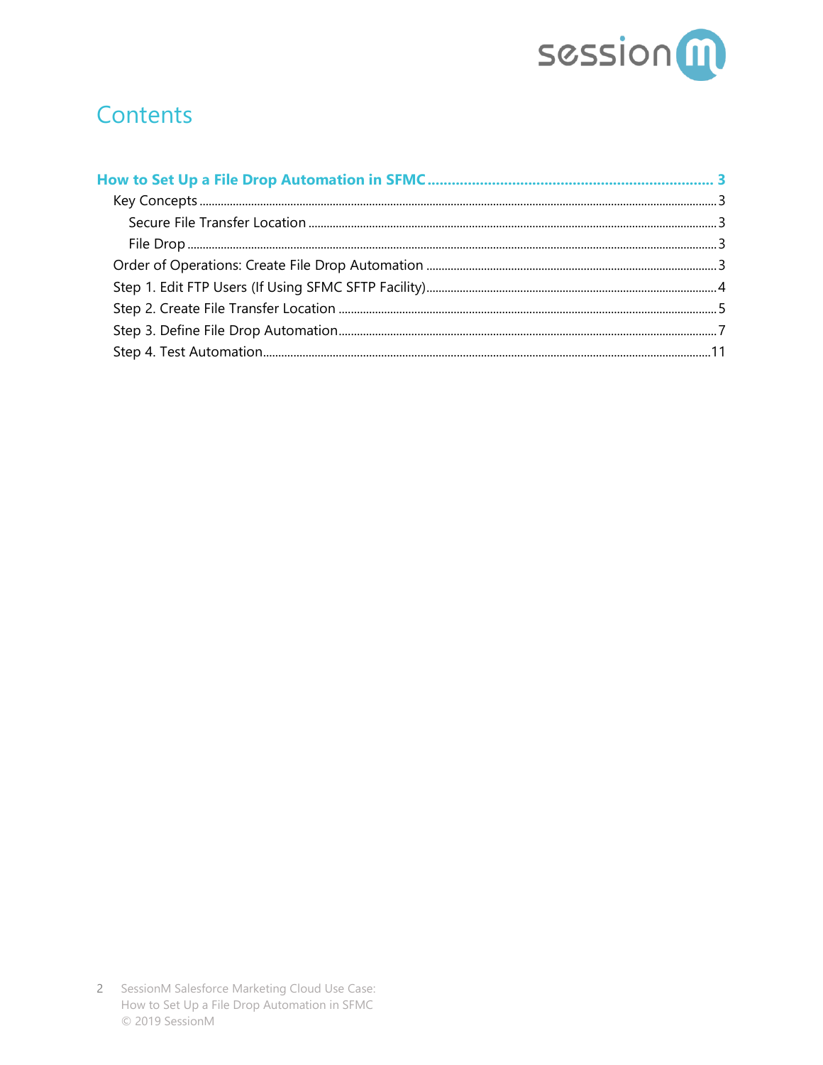# Contents

**How to Set Up a File Drop Automation in SFMC** ..... 3

- Key Concepts ..... 3
  - Secure File Transfer Location ..... 3
  - File Drop ..... 3
- Order of Operations: Create File Drop Automation ..... 3
- Step 1. Edit FTP Users (If Using SFMC SFTP Facility) ..... 4
- Step 2. Create File Transfer Location ..... 5
- Step 3. Define File Drop Automation ..... 7
- Step 4. Test Automation ..... 11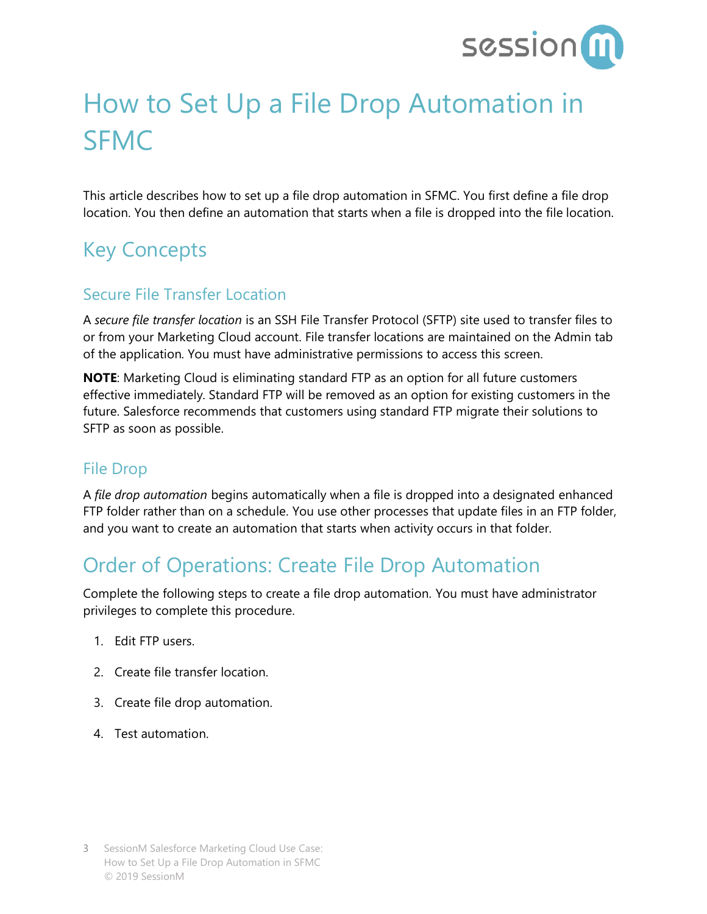# How to Set Up a File Drop Automation in SFMC

This article describes how to set up a file drop automation in SFMC. You first define a file drop location. You then define an automation that starts when a file is dropped into the file location.

## Key Concepts

### Secure File Transfer Location

A *secure file transfer location* is an SSH File Transfer Protocol (SFTP) site used to transfer files to or from your Marketing Cloud account. File transfer locations are maintained on the Admin tab of the application. You must have administrative permissions to access this screen.

**NOTE**: Marketing Cloud is eliminating standard FTP as an option for all future customers effective immediately. Standard FTP will be removed as an option for existing customers in the future. Salesforce recommends that customers using standard FTP migrate their solutions to SFTP as soon as possible.

### File Drop

A *file drop automation* begins automatically when a file is dropped into a designated enhanced FTP folder rather than on a schedule. You use other processes that update files in an FTP folder, and you want to create an automation that starts when activity occurs in that folder.

## Order of Operations: Create File Drop Automation

Complete the following steps to create a file drop automation. You must have administrator privileges to complete this procedure.

1. Edit FTP users.
2. Create file transfer location.
3. Create file drop automation.
4. Test automation.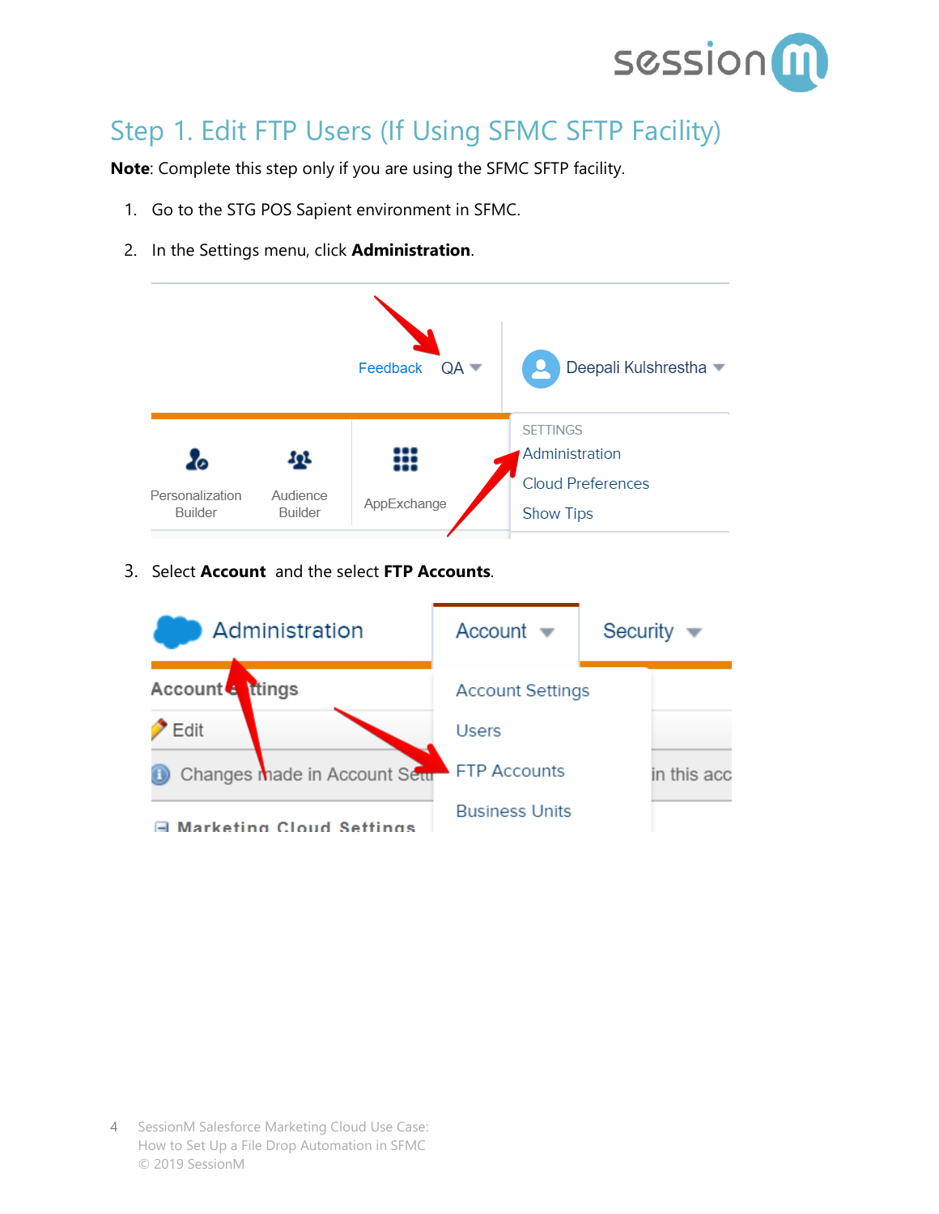## Step 1. Edit FTP Users (If Using SFMC SFTP Facility)

**Note**: Complete this step only if you are using the SFMC SFTP facility.

1. Go to the STG POS Sapient environment in SFMC.
2. In the Settings menu, click **Administration**.
3. Select **Account** and the select **FTP Accounts**.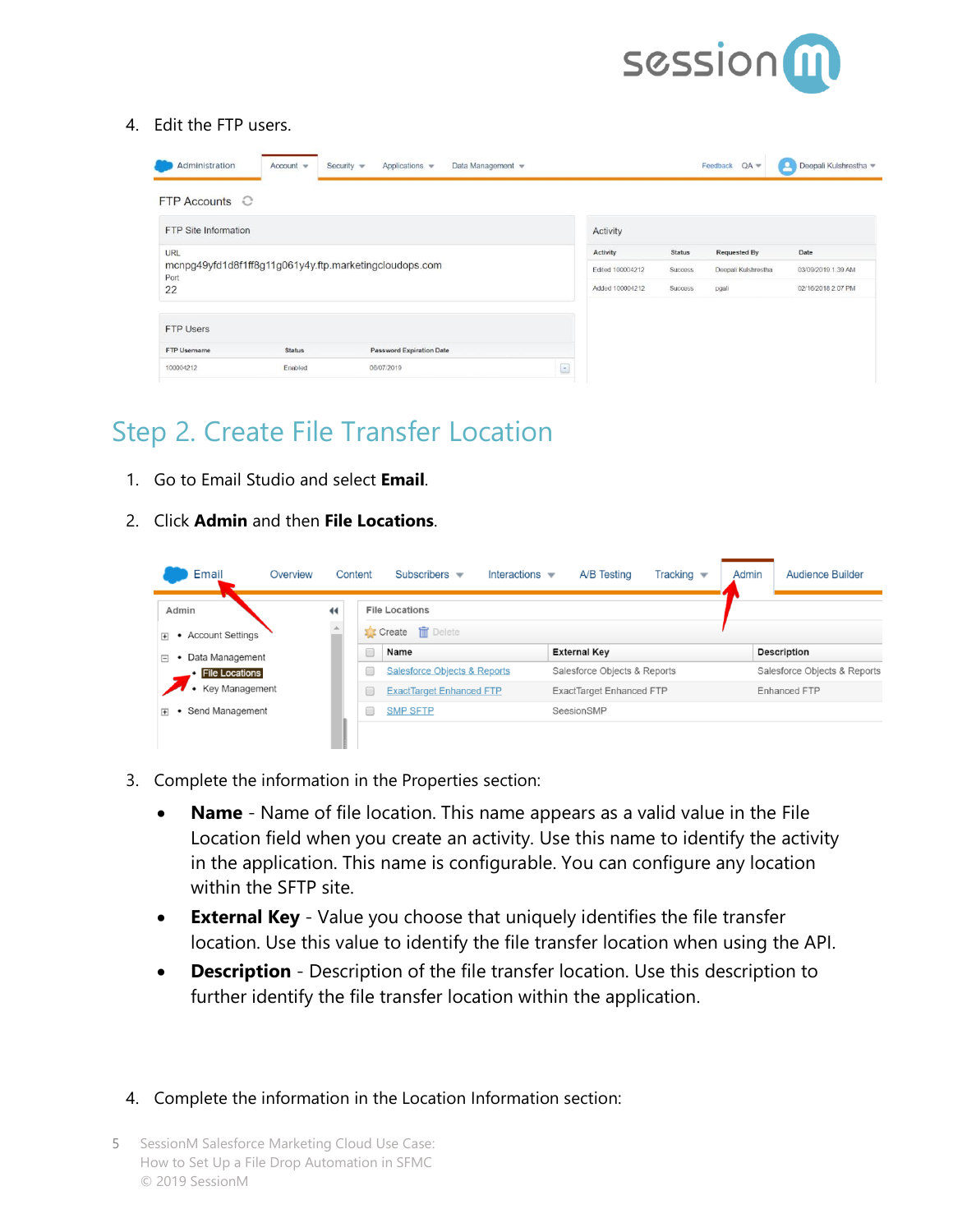4. Edit the FTP users.

## Step 2. Create File Transfer Location

1. Go to Email Studio and select **Email**.
2. Click **Admin** and then **File Locations**.
3. Complete the information in the Properties section:
   - **Name** - Name of file location. This name appears as a valid value in the File Location field when you create an activity. Use this name to identify the activity in the application. This name is configurable. You can configure any location within the SFTP site.
   - **External Key** - Value you choose that uniquely identifies the file transfer location. Use this value to identify the file transfer location when using the API.
   - **Description** - Description of the file transfer location. Use this description to further identify the file transfer location within the application.
4. Complete the information in the Location Information section: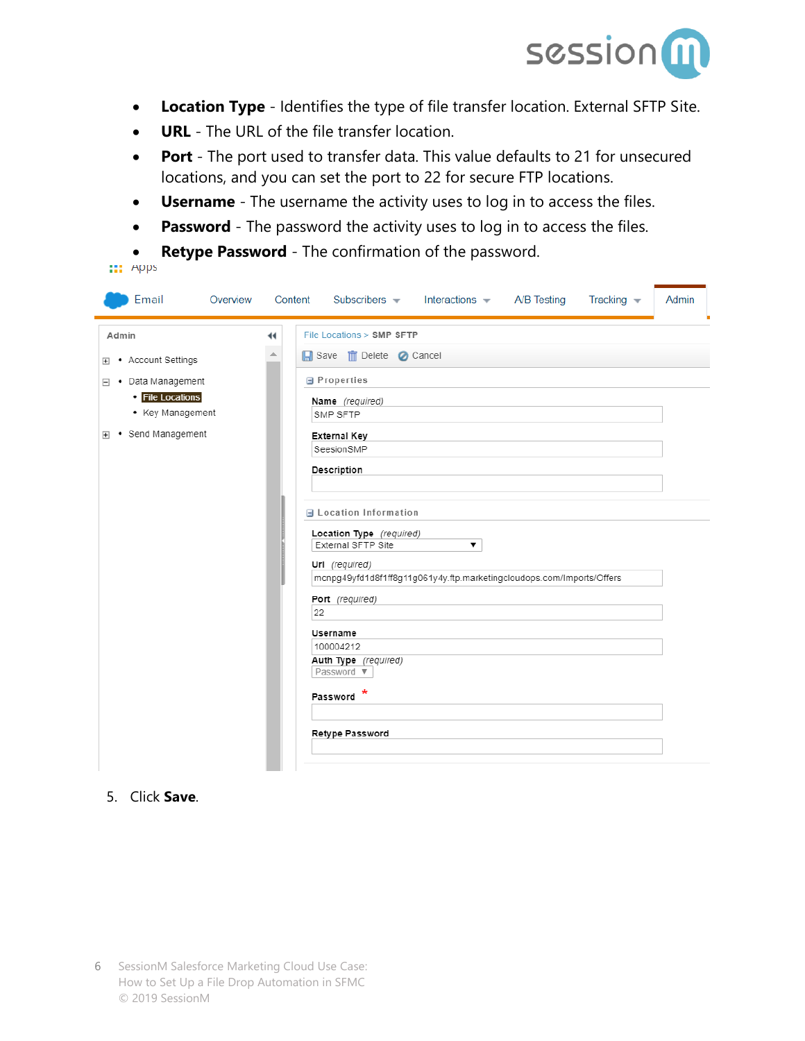- **Location Type** - Identifies the type of file transfer location. External SFTP Site.
- **URL** - The URL of the file transfer location.
- **Port** - The port used to transfer data. This value defaults to 21 for unsecured locations, and you can set the port to 22 for secure FTP locations.
- **Username** - The username the activity uses to log in to access the files.
- **Password** - The password the activity uses to log in to access the files.
- **Retype Password** - The confirmation of the password.

5. Click **Save**.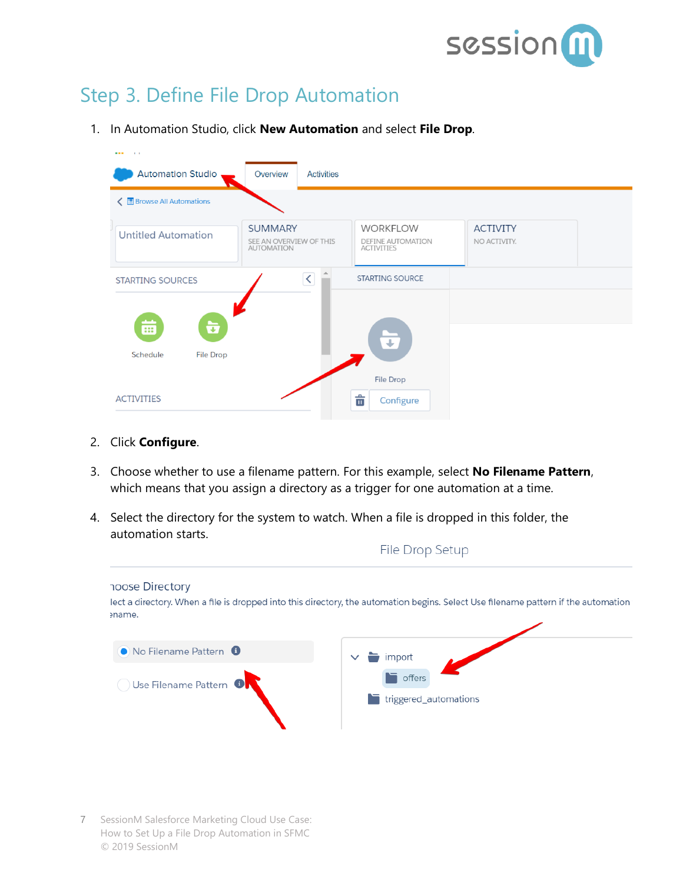## Step 3. Define File Drop Automation

1. In Automation Studio, click **New Automation** and select **File Drop**.

2. Click **Configure**.

3. Choose whether to use a filename pattern. For this example, select **No Filename Pattern**, which means that you assign a directory as a trigger for one automation at a time.

4. Select the directory for the system to watch. When a file is dropped in this folder, the automation starts.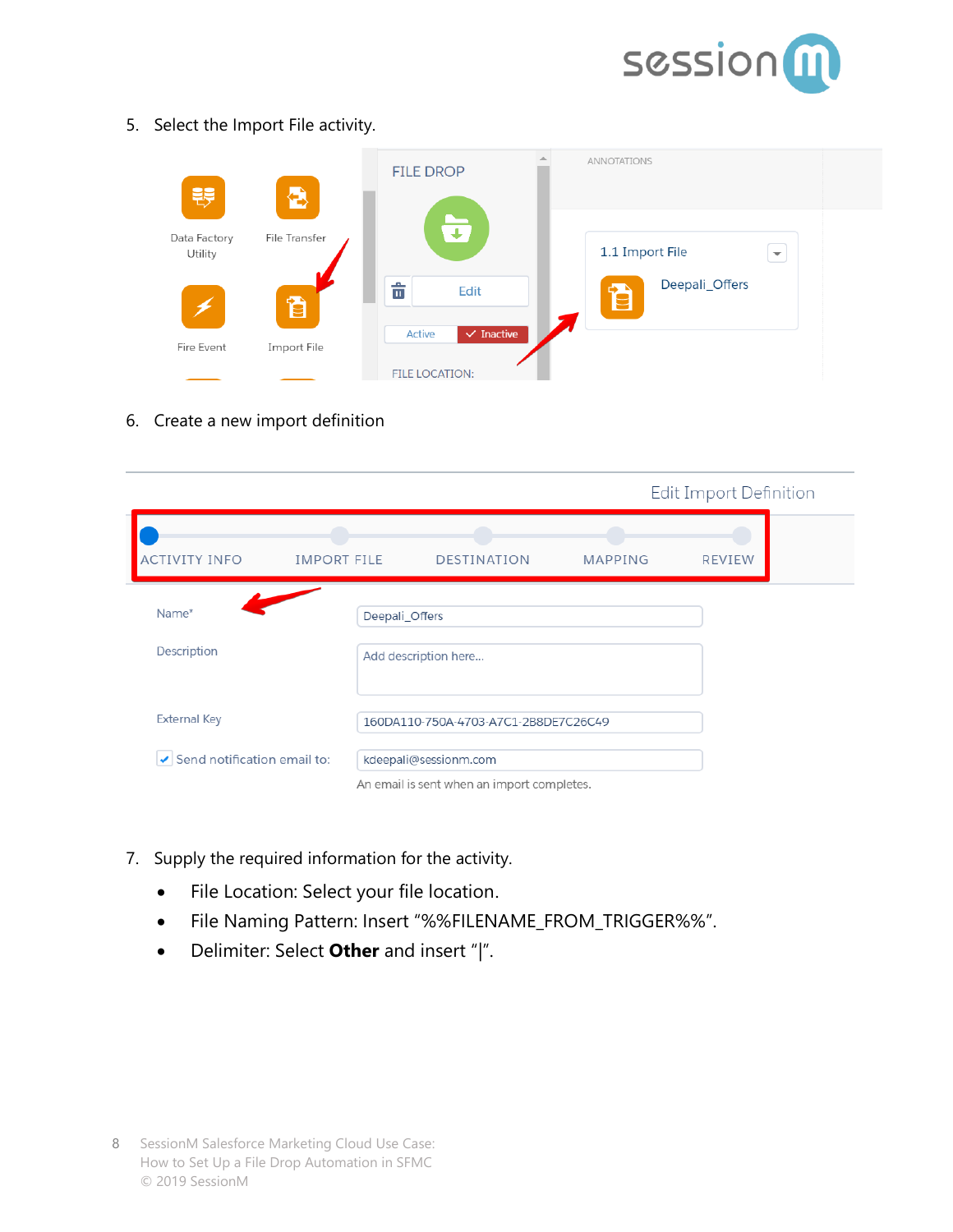5. Select the Import File activity.

6. Create a new import definition

7. Supply the required information for the activity.
   - File Location: Select your file location.
   - File Naming Pattern: Insert “%%FILENAME_FROM_TRIGGER%%”.
   - Delimiter: Select **Other** and insert “|”.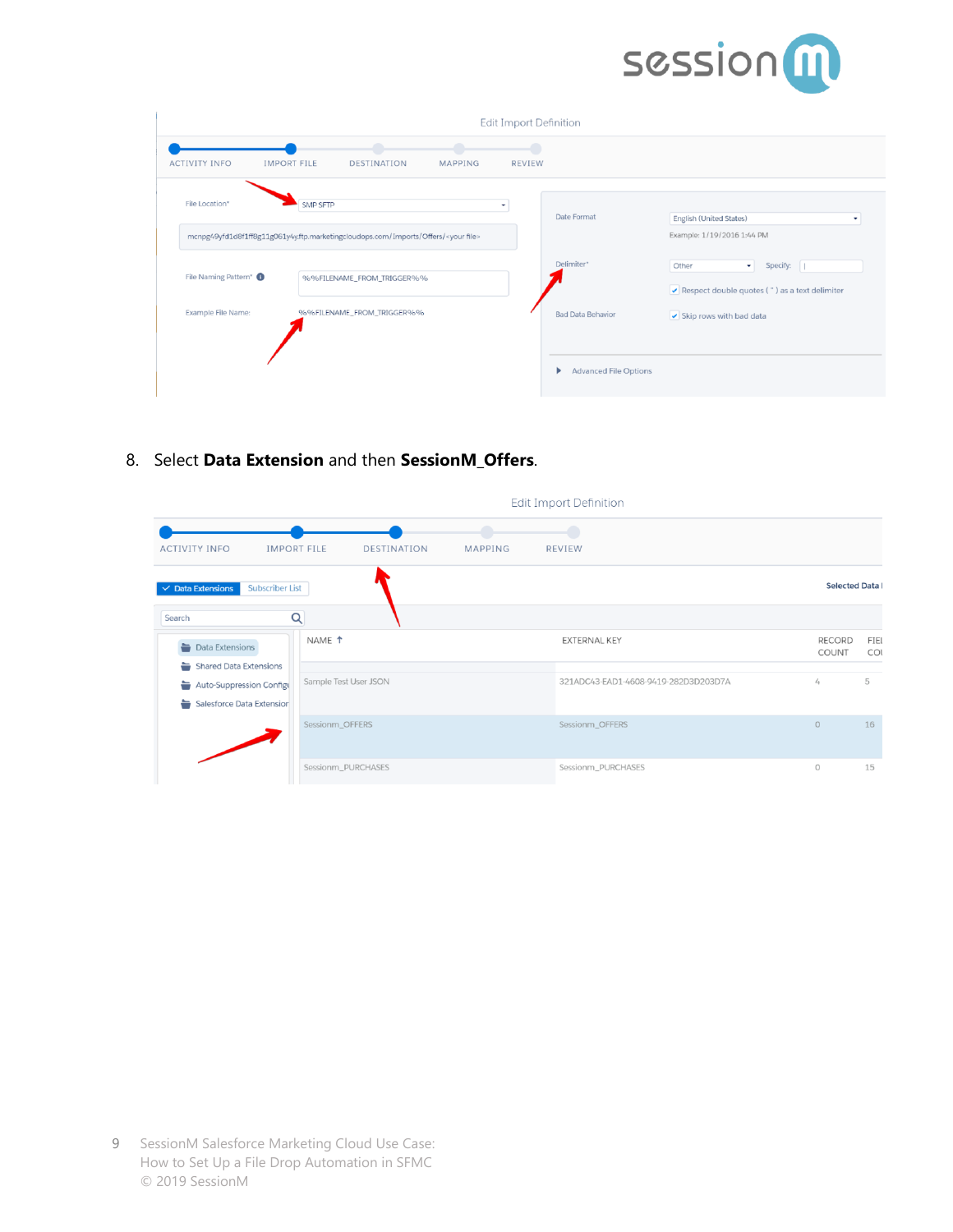8. Select **Data Extension** and then **SessionM_Offers**.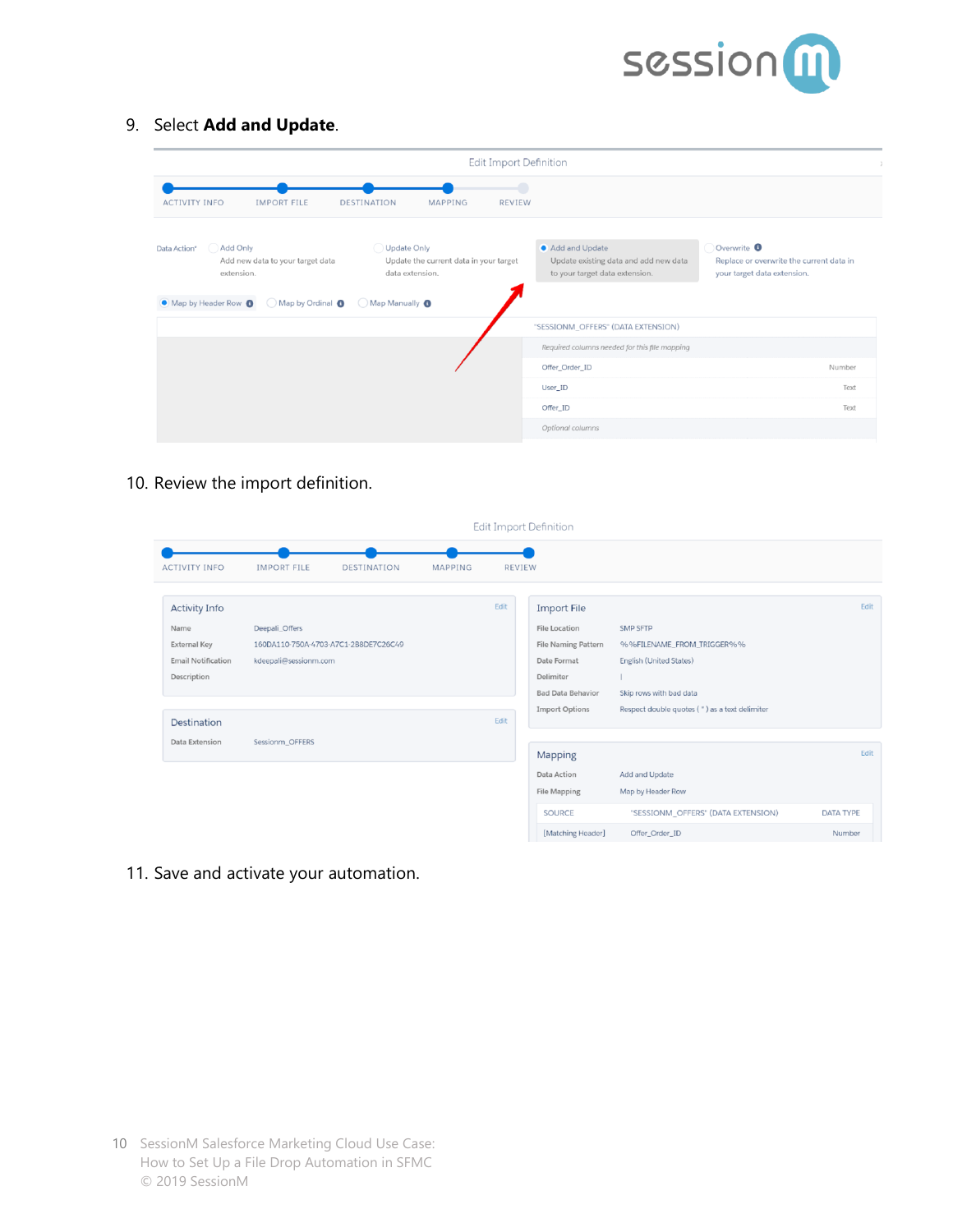9. Select **Add and Update**.

10. Review the import definition.

11. Save and activate your automation.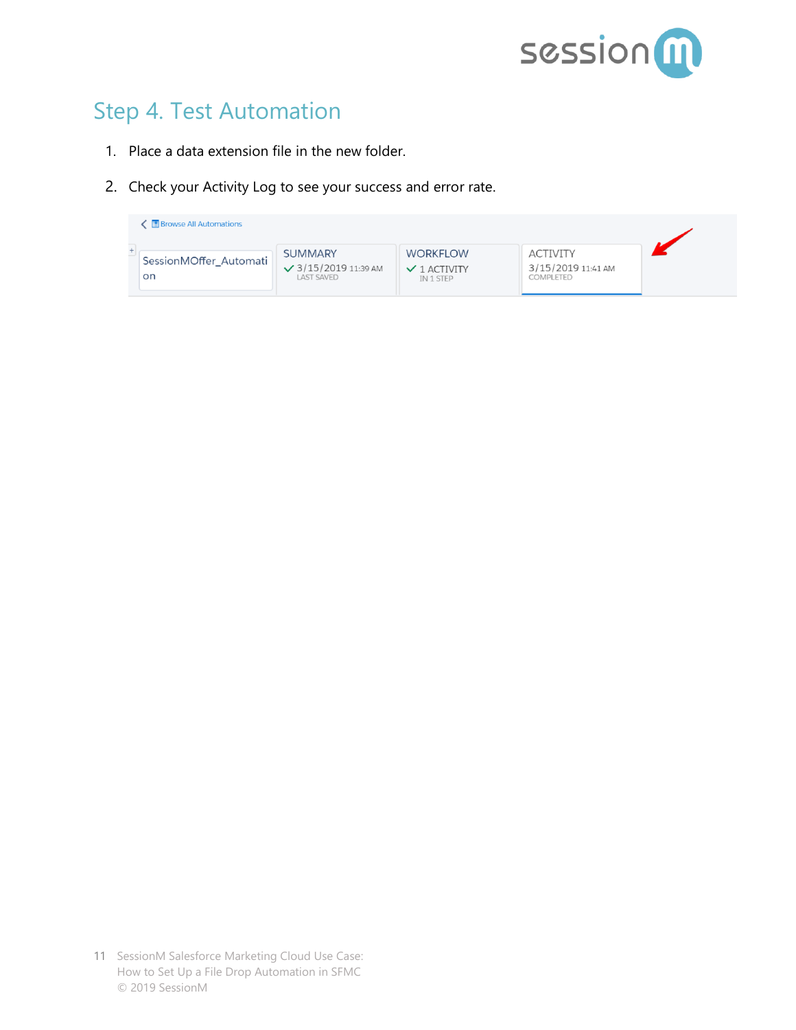## Step 4. Test Automation

1. Place a data extension file in the new folder.
2. Check your Activity Log to see your success and error rate.